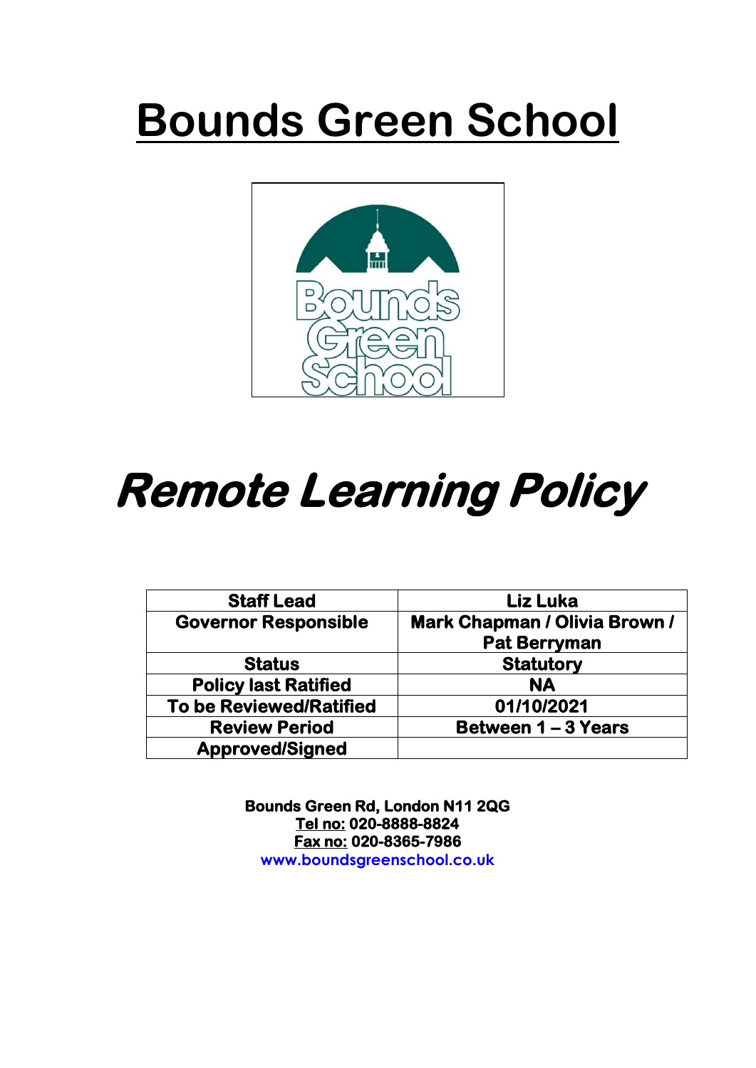# Bounds Green School

# *Remote Learning Policy*

| Staff Lead | Liz Luka |
|---|---|
| Governor Responsible | Mark Chapman / Olivia Brown / Pat Berryman |
| Status | Statutory |
| Policy last Ratified | NA |
| To be Reviewed/Ratified | 01/10/2021 |
| Review Period | Between 1 – 3 Years |
| Approved/Signed | |

**Bounds Green Rd, London N11 2QG**
**Tel no: 020-8888-8824**
**Fax no: 020-8365-7986**
**www.boundsgreenschool.co.uk**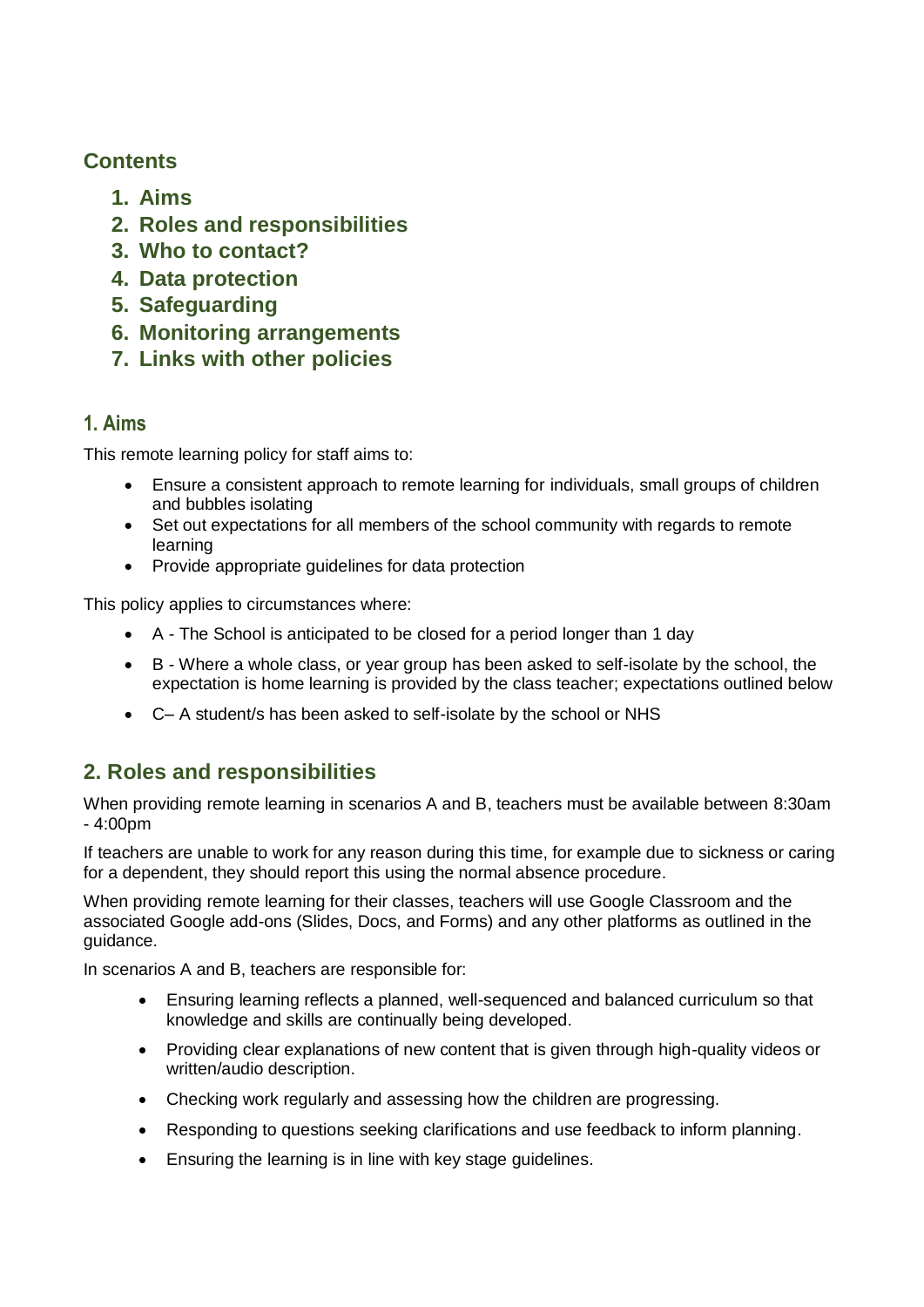## Contents

1. **Aims**
2. **Roles and responsibilities**
3. **Who to contact?**
4. **Data protection**
5. **Safeguarding**
6. **Monitoring arrangements**
7. **Links with other policies**

### 1. Aims

This remote learning policy for staff aims to:

- Ensure a consistent approach to remote learning for individuals, small groups of children and bubbles isolating
- Set out expectations for all members of the school community with regards to remote learning
- Provide appropriate guidelines for data protection

This policy applies to circumstances where:

- A - The School is anticipated to be closed for a period longer than 1 day
- B - Where a whole class, or year group has been asked to self-isolate by the school, the expectation is home learning is provided by the class teacher; expectations outlined below
- C– A student/s has been asked to self-isolate by the school or NHS

## 2. Roles and responsibilities

When providing remote learning in scenarios A and B, teachers must be available between 8:30am - 4:00pm

If teachers are unable to work for any reason during this time, for example due to sickness or caring for a dependent, they should report this using the normal absence procedure.

When providing remote learning for their classes, teachers will use Google Classroom and the associated Google add-ons (Slides, Docs, and Forms) and any other platforms as outlined in the guidance.

In scenarios A and B, teachers are responsible for:

- Ensuring learning reflects a planned, well-sequenced and balanced curriculum so that knowledge and skills are continually being developed.
- Providing clear explanations of new content that is given through high-quality videos or written/audio description.
- Checking work regularly and assessing how the children are progressing.
- Responding to questions seeking clarifications and use feedback to inform planning.
- Ensuring the learning is in line with key stage guidelines.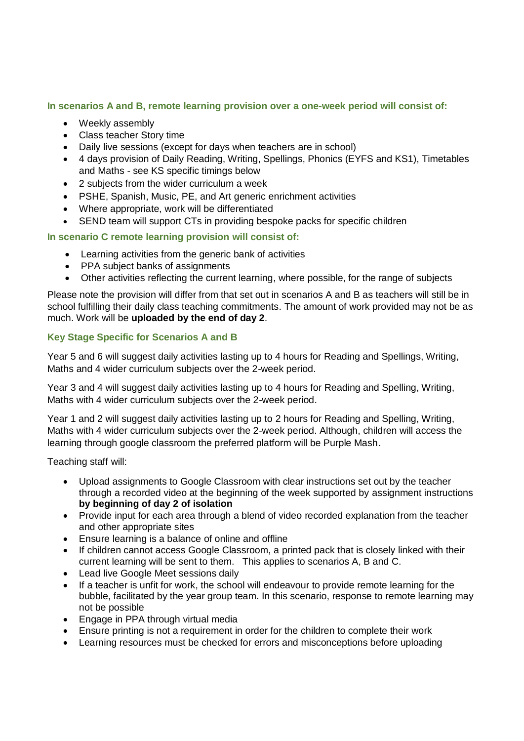### In scenarios A and B, remote learning provision over a one-week period will consist of:

- Weekly assembly
- Class teacher Story time
- Daily live sessions (except for days when teachers are in school)
- 4 days provision of Daily Reading, Writing, Spellings, Phonics (EYFS and KS1), Timetables and Maths - see KS specific timings below
- 2 subjects from the wider curriculum a week
- PSHE, Spanish, Music, PE, and Art generic enrichment activities
- Where appropriate, work will be differentiated
- SEND team will support CTs in providing bespoke packs for specific children

### In scenario C remote learning provision will consist of:

- Learning activities from the generic bank of activities
- PPA subject banks of assignments
- Other activities reflecting the current learning, where possible, for the range of subjects

Please note the provision will differ from that set out in scenarios A and B as teachers will still be in school fulfilling their daily class teaching commitments. The amount of work provided may not be as much. Work will be **uploaded by the end of day 2**.

### Key Stage Specific for Scenarios A and B

Year 5 and 6 will suggest daily activities lasting up to 4 hours for Reading and Spellings, Writing, Maths and 4 wider curriculum subjects over the 2-week period.

Year 3 and 4 will suggest daily activities lasting up to 4 hours for Reading and Spelling, Writing, Maths with 4 wider curriculum subjects over the 2-week period.

Year 1 and 2 will suggest daily activities lasting up to 2 hours for Reading and Spelling, Writing, Maths with 4 wider curriculum subjects over the 2-week period. Although, children will access the learning through google classroom the preferred platform will be Purple Mash.

Teaching staff will:

- Upload assignments to Google Classroom with clear instructions set out by the teacher through a recorded video at the beginning of the week supported by assignment instructions **by beginning of day 2 of isolation**
- Provide input for each area through a blend of video recorded explanation from the teacher and other appropriate sites
- Ensure learning is a balance of online and offline
- If children cannot access Google Classroom, a printed pack that is closely linked with their current learning will be sent to them. This applies to scenarios A, B and C.
- Lead live Google Meet sessions daily
- If a teacher is unfit for work, the school will endeavour to provide remote learning for the bubble, facilitated by the year group team. In this scenario, response to remote learning may not be possible
- Engage in PPA through virtual media
- Ensure printing is not a requirement in order for the children to complete their work
- Learning resources must be checked for errors and misconceptions before uploading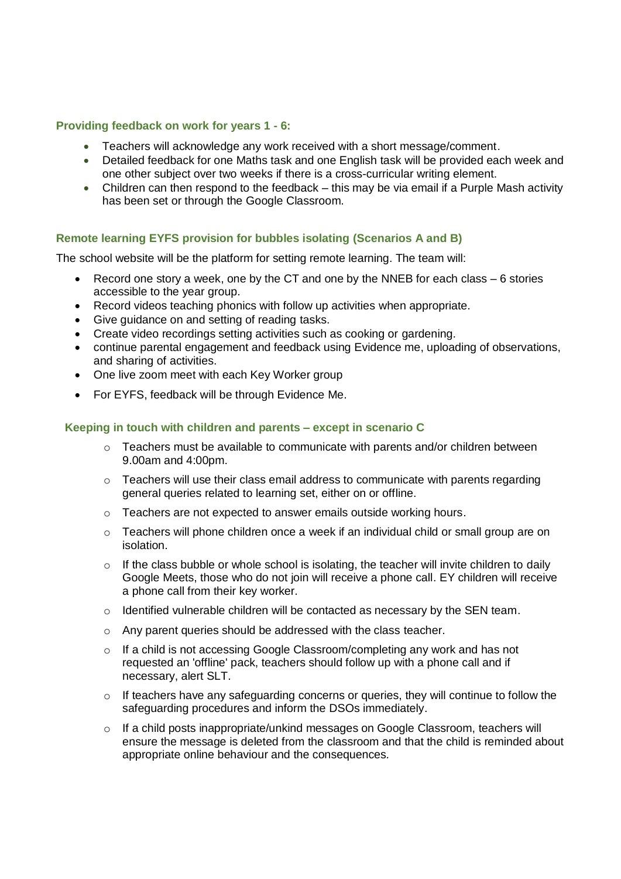### Providing feedback on work for years 1 - 6:

- Teachers will acknowledge any work received with a short message/comment.
- Detailed feedback for one Maths task and one English task will be provided each week and one other subject over two weeks if there is a cross-curricular writing element.
- Children can then respond to the feedback – this may be via email if a Purple Mash activity has been set or through the Google Classroom.

### Remote learning EYFS provision for bubbles isolating (Scenarios A and B)

The school website will be the platform for setting remote learning. The team will:

- Record one story a week, one by the CT and one by the NNEB for each class – 6 stories accessible to the year group.
- Record videos teaching phonics with follow up activities when appropriate.
- Give guidance on and setting of reading tasks.
- Create video recordings setting activities such as cooking or gardening.
- continue parental engagement and feedback using Evidence me, uploading of observations, and sharing of activities.
- One live zoom meet with each Key Worker group
- For EYFS, feedback will be through Evidence Me.

### Keeping in touch with children and parents – except in scenario C

- Teachers must be available to communicate with parents and/or children between 9.00am and 4:00pm.
- Teachers will use their class email address to communicate with parents regarding general queries related to learning set, either on or offline.
- Teachers are not expected to answer emails outside working hours.
- Teachers will phone children once a week if an individual child or small group are on isolation.
- If the class bubble or whole school is isolating, the teacher will invite children to daily Google Meets, those who do not join will receive a phone call. EY children will receive a phone call from their key worker.
- Identified vulnerable children will be contacted as necessary by the SEN team.
- Any parent queries should be addressed with the class teacher.
- If a child is not accessing Google Classroom/completing any work and has not requested an 'offline' pack, teachers should follow up with a phone call and if necessary, alert SLT.
- If teachers have any safeguarding concerns or queries, they will continue to follow the safeguarding procedures and inform the DSOs immediately.
- If a child posts inappropriate/unkind messages on Google Classroom, teachers will ensure the message is deleted from the classroom and that the child is reminded about appropriate online behaviour and the consequences.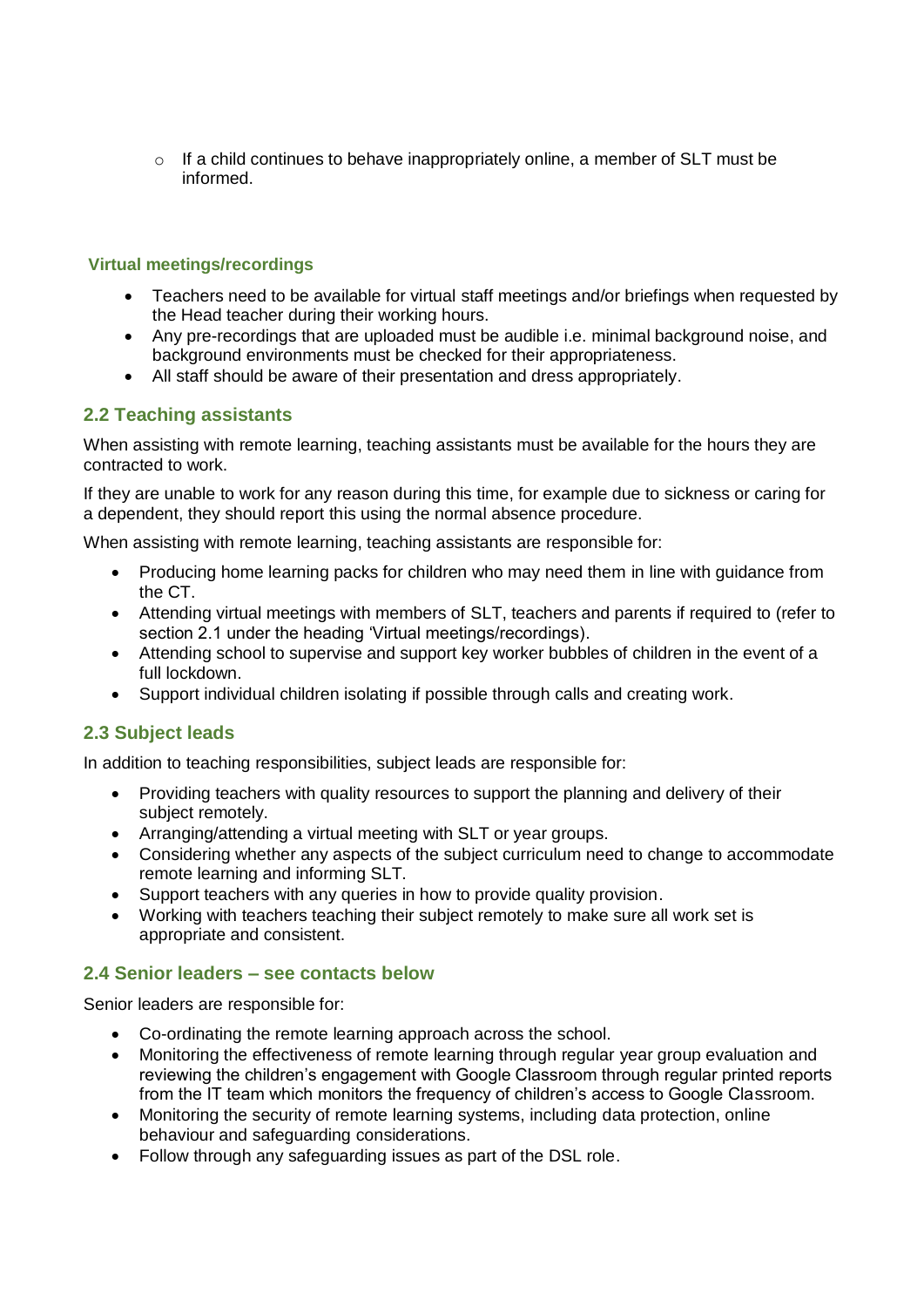- If a child continues to behave inappropriately online, a member of SLT must be informed.

**Virtual meetings/recordings**

- Teachers need to be available for virtual staff meetings and/or briefings when requested by the Head teacher during their working hours.
- Any pre-recordings that are uploaded must be audible i.e. minimal background noise, and background environments must be checked for their appropriateness.
- All staff should be aware of their presentation and dress appropriately.

### 2.2 Teaching assistants

When assisting with remote learning, teaching assistants must be available for the hours they are contracted to work.

If they are unable to work for any reason during this time, for example due to sickness or caring for a dependent, they should report this using the normal absence procedure.

When assisting with remote learning, teaching assistants are responsible for:

- Producing home learning packs for children who may need them in line with guidance from the CT.
- Attending virtual meetings with members of SLT, teachers and parents if required to (refer to section 2.1 under the heading 'Virtual meetings/recordings).
- Attending school to supervise and support key worker bubbles of children in the event of a full lockdown.
- Support individual children isolating if possible through calls and creating work.

### 2.3 Subject leads

In addition to teaching responsibilities, subject leads are responsible for:

- Providing teachers with quality resources to support the planning and delivery of their subject remotely.
- Arranging/attending a virtual meeting with SLT or year groups.
- Considering whether any aspects of the subject curriculum need to change to accommodate remote learning and informing SLT.
- Support teachers with any queries in how to provide quality provision.
- Working with teachers teaching their subject remotely to make sure all work set is appropriate and consistent.

### 2.4 Senior leaders – see contacts below

Senior leaders are responsible for:

- Co-ordinating the remote learning approach across the school.
- Monitoring the effectiveness of remote learning through regular year group evaluation and reviewing the children's engagement with Google Classroom through regular printed reports from the IT team which monitors the frequency of children's access to Google Classroom.
- Monitoring the security of remote learning systems, including data protection, online behaviour and safeguarding considerations.
- Follow through any safeguarding issues as part of the DSL role.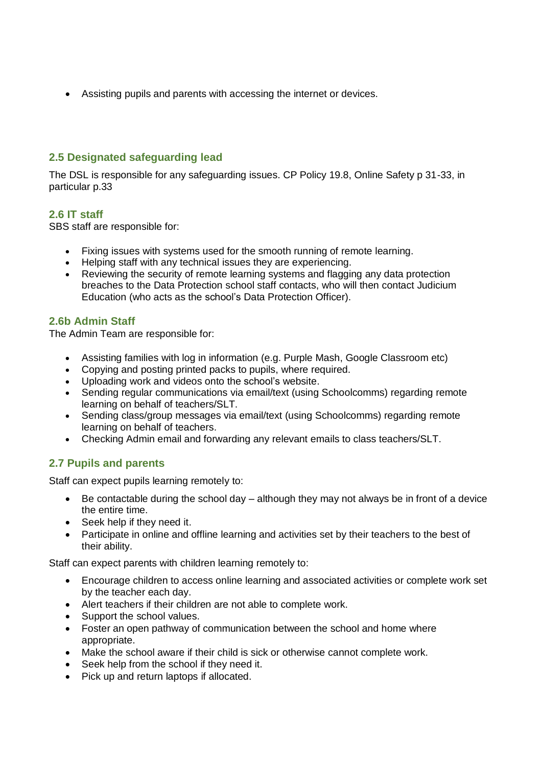- Assisting pupils and parents with accessing the internet or devices.

### 2.5 Designated safeguarding lead

The DSL is responsible for any safeguarding issues. CP Policy 19.8, Online Safety p 31-33, in particular p.33

### 2.6 IT staff

SBS staff are responsible for:

- Fixing issues with systems used for the smooth running of remote learning.
- Helping staff with any technical issues they are experiencing.
- Reviewing the security of remote learning systems and flagging any data protection breaches to the Data Protection school staff contacts, who will then contact Judicium Education (who acts as the school's Data Protection Officer).

### 2.6b Admin Staff

The Admin Team are responsible for:

- Assisting families with log in information (e.g. Purple Mash, Google Classroom etc)
- Copying and posting printed packs to pupils, where required.
- Uploading work and videos onto the school's website.
- Sending regular communications via email/text (using Schoolcomms) regarding remote learning on behalf of teachers/SLT.
- Sending class/group messages via email/text (using Schoolcomms) regarding remote learning on behalf of teachers.
- Checking Admin email and forwarding any relevant emails to class teachers/SLT.

### 2.7 Pupils and parents

Staff can expect pupils learning remotely to:

- Be contactable during the school day – although they may not always be in front of a device the entire time.
- Seek help if they need it.
- Participate in online and offline learning and activities set by their teachers to the best of their ability.

Staff can expect parents with children learning remotely to:

- Encourage children to access online learning and associated activities or complete work set by the teacher each day.
- Alert teachers if their children are not able to complete work.
- Support the school values.
- Foster an open pathway of communication between the school and home where appropriate.
- Make the school aware if their child is sick or otherwise cannot complete work.
- Seek help from the school if they need it.
- Pick up and return laptops if allocated.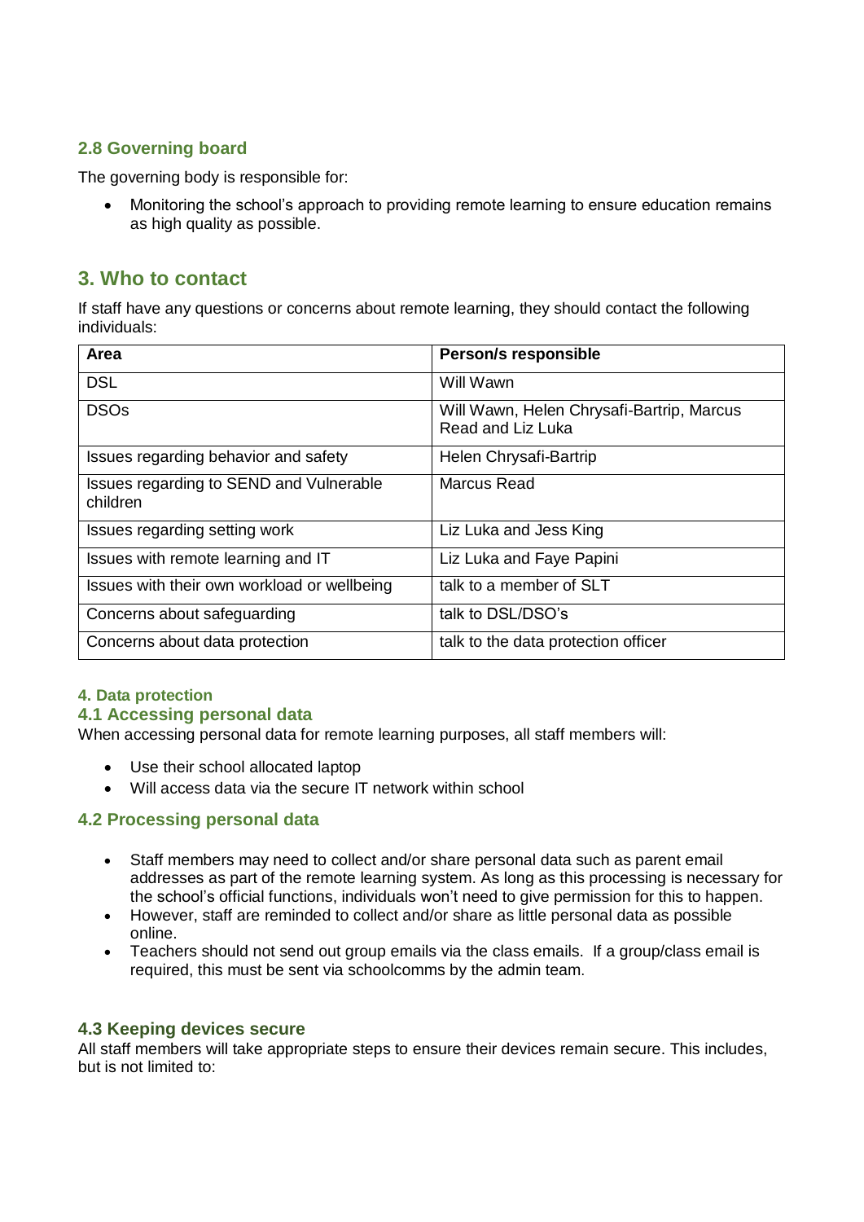### 2.8 Governing board

The governing body is responsible for:

- Monitoring the school's approach to providing remote learning to ensure education remains as high quality as possible.

## 3. Who to contact

If staff have any questions or concerns about remote learning, they should contact the following individuals:

| Area | Person/s responsible |
|---|---|
| DSL | Will Wawn |
| DSOs | Will Wawn, Helen Chrysafi-Bartrip, Marcus Read and Liz Luka |
| Issues regarding behavior and safety | Helen Chrysafi-Bartrip |
| Issues regarding to SEND and Vulnerable children | Marcus Read |
| Issues regarding setting work | Liz Luka and Jess King |
| Issues with remote learning and IT | Liz Luka and Faye Papini |
| Issues with their own workload or wellbeing | talk to a member of SLT |
| Concerns about safeguarding | talk to DSL/DSO's |
| Concerns about data protection | talk to the data protection officer |

#### 4. Data protection

### 4.1 Accessing personal data

When accessing personal data for remote learning purposes, all staff members will:

- Use their school allocated laptop
- Will access data via the secure IT network within school

### 4.2 Processing personal data

- Staff members may need to collect and/or share personal data such as parent email addresses as part of the remote learning system. As long as this processing is necessary for the school's official functions, individuals won't need to give permission for this to happen.
- However, staff are reminded to collect and/or share as little personal data as possible online.
- Teachers should not send out group emails via the class emails. If a group/class email is required, this must be sent via schoolcomms by the admin team.

### 4.3 Keeping devices secure

All staff members will take appropriate steps to ensure their devices remain secure. This includes, but is not limited to: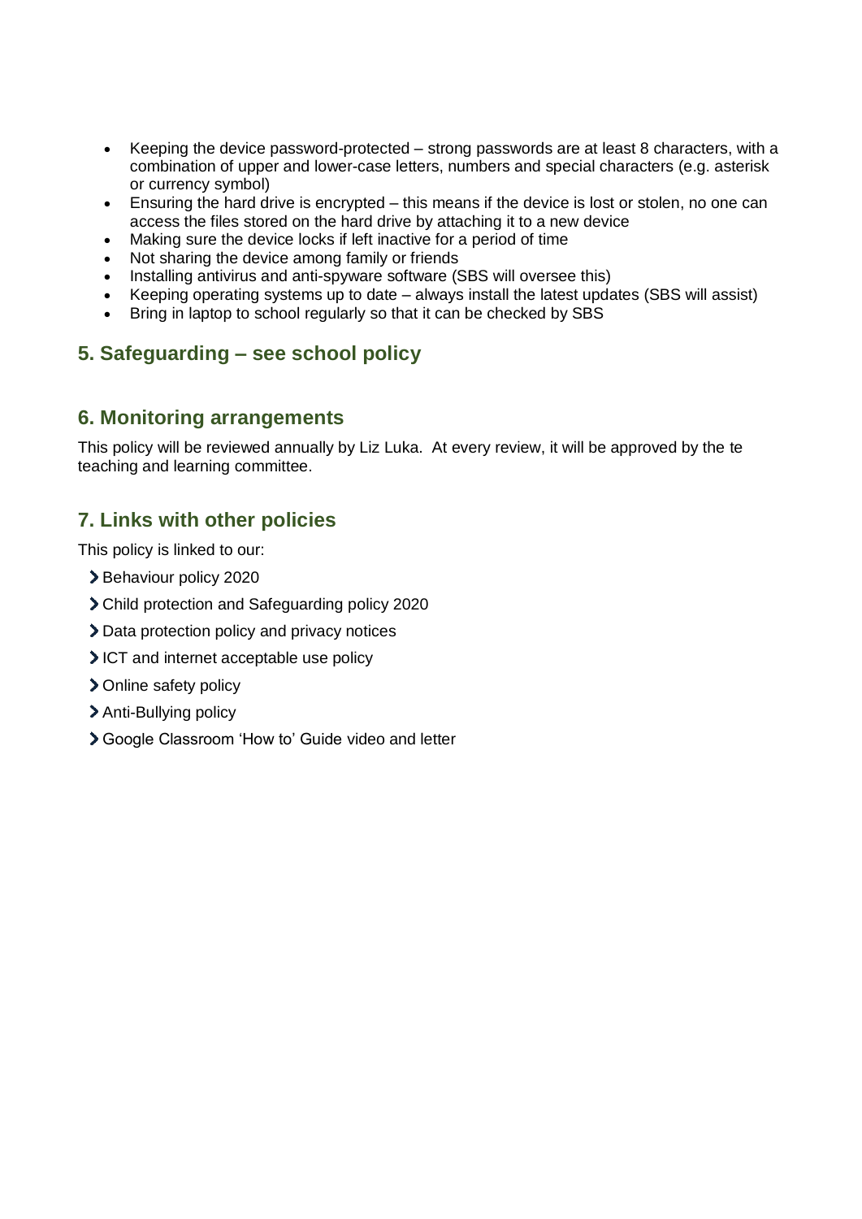- Keeping the device password-protected – strong passwords are at least 8 characters, with a combination of upper and lower-case letters, numbers and special characters (e.g. asterisk or currency symbol)
- Ensuring the hard drive is encrypted – this means if the device is lost or stolen, no one can access the files stored on the hard drive by attaching it to a new device
- Making sure the device locks if left inactive for a period of time
- Not sharing the device among family or friends
- Installing antivirus and anti-spyware software (SBS will oversee this)
- Keeping operating systems up to date – always install the latest updates (SBS will assist)
- Bring in laptop to school regularly so that it can be checked by SBS

## 5. Safeguarding – see school policy

## 6. Monitoring arrangements

This policy will be reviewed annually by Liz Luka. At every review, it will be approved by the te teaching and learning committee.

## 7. Links with other policies

This policy is linked to our:

- Behaviour policy 2020
- Child protection and Safeguarding policy 2020
- Data protection policy and privacy notices
- ICT and internet acceptable use policy
- Online safety policy
- Anti-Bullying policy
- Google Classroom 'How to' Guide video and letter